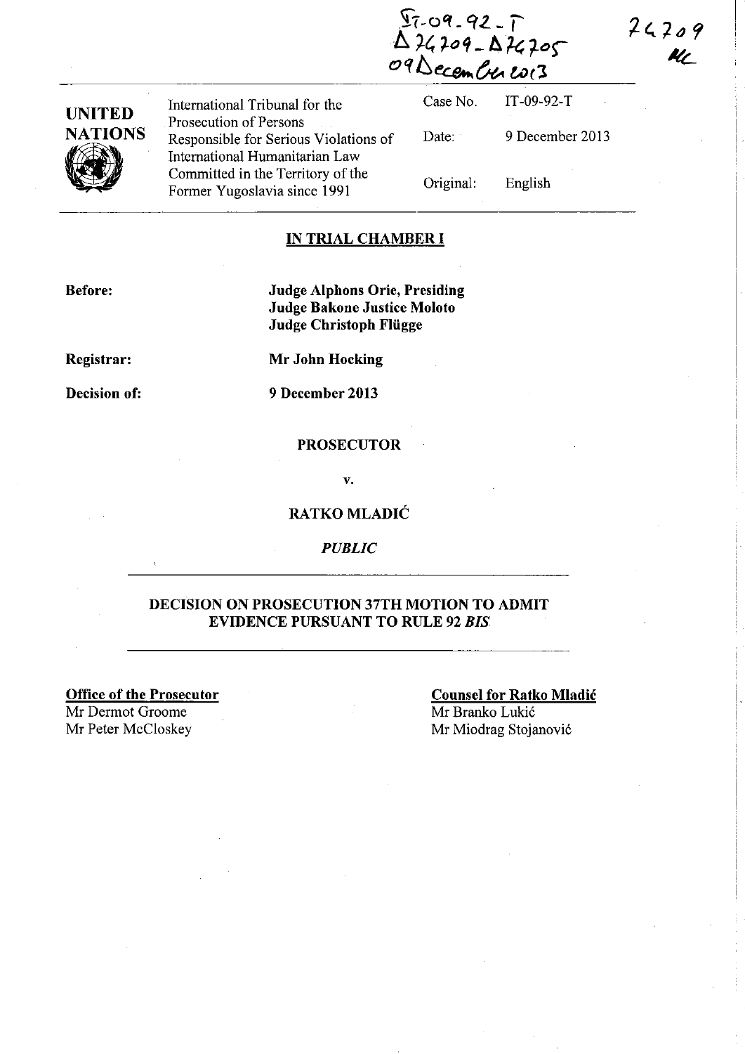IT-09-92-T
D74709 - D74705
09 December 2013

74709
MC

| UNITED NATIONS | International Tribunal for the Prosecution of Persons Responsible for Serious Violations of International Humanitarian Law Committed in the Territory of the Former Yugoslavia since 1991 | Case No. | IT-09-92-T |
|---|---|---|---|
| | | Date: | 9 December 2013 |
| | | Original: | English |

**IN TRIAL CHAMBER I**

**Before:** **Judge Alphons Orie, Presiding**
**Judge Bakone Justice Moloto**
**Judge Christoph Flügge**

**Registrar:** **Mr John Hocking**

**Decision of:** **9 December 2013**

**PROSECUTOR**

v.

**RATKO MLADIĆ**

***PUBLIC***

**DECISION ON PROSECUTION 37TH MOTION TO ADMIT EVIDENCE PURSUANT TO RULE 92 *BIS***

**Office of the Prosecutor**
Mr Dermot Groome
Mr Peter McCloskey

**Counsel for Ratko Mladić**
Mr Branko Lukić
Mr Miodrag Stojanović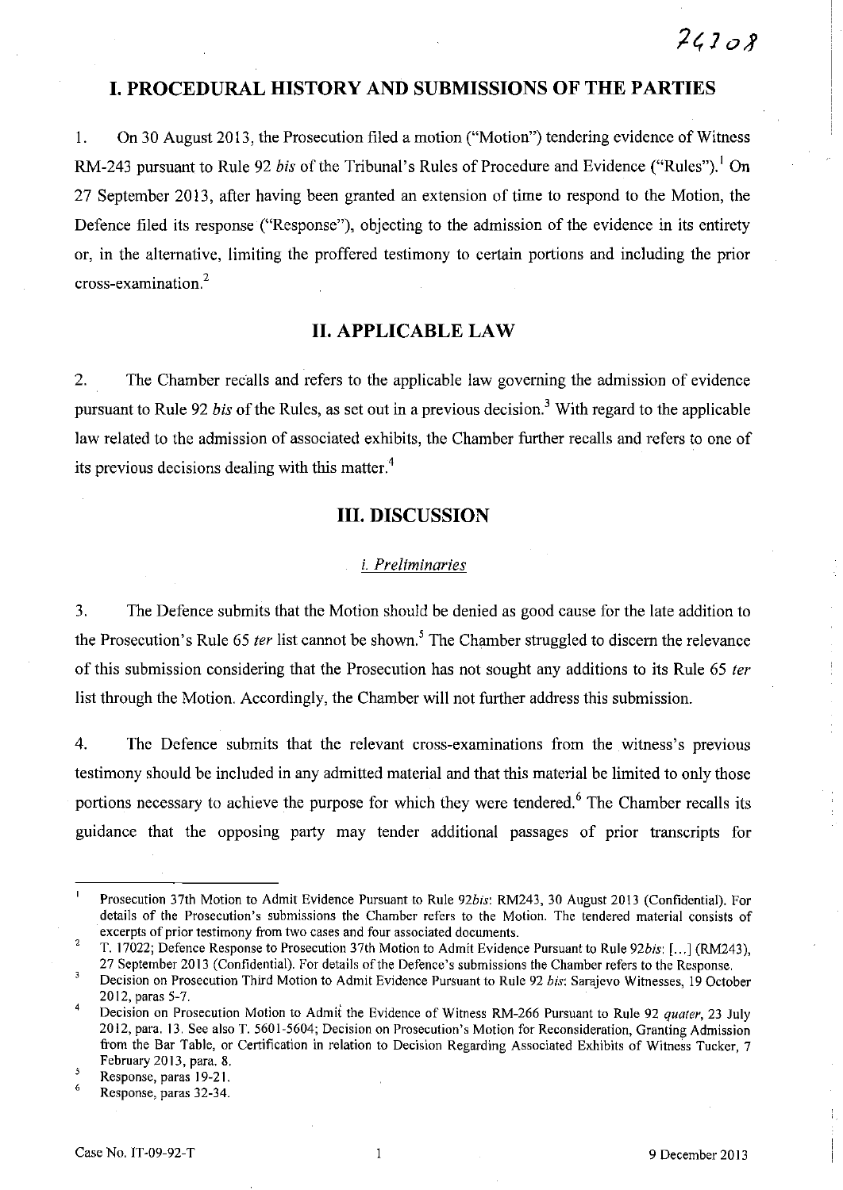# I. PROCEDURAL HISTORY AND SUBMISSIONS OF THE PARTIES

1. On 30 August 2013, the Prosecution filed a motion ("Motion") tendering evidence of Witness RM-243 pursuant to Rule 92 *bis* of the Tribunal's Rules of Procedure and Evidence ("Rules").[1] On 27 September 2013, after having been granted an extension of time to respond to the Motion, the Defence filed its response ("Response"), objecting to the admission of the evidence in its entirety or, in the alternative, limiting the proffered testimony to certain portions and including the prior cross-examination.[2]

# II. APPLICABLE LAW

2. The Chamber recalls and refers to the applicable law governing the admission of evidence pursuant to Rule 92 *bis* of the Rules, as set out in a previous decision.[3] With regard to the applicable law related to the admission of associated exhibits, the Chamber further recalls and refers to one of its previous decisions dealing with this matter.[4]

# III. DISCUSSION

### *i. Preliminaries*

3. The Defence submits that the Motion should be denied as good cause for the late addition to the Prosecution's Rule 65 *ter* list cannot be shown.[5] The Chamber struggled to discern the relevance of this submission considering that the Prosecution has not sought any additions to its Rule 65 *ter* list through the Motion. Accordingly, the Chamber will not further address this submission.

4. The Defence submits that the relevant cross-examinations from the witness's previous testimony should be included in any admitted material and that this material be limited to only those portions necessary to achieve the purpose for which they were tendered.[6] The Chamber recalls its guidance that the opposing party may tender additional passages of prior transcripts for

---

[1] Prosecution 37th Motion to Admit Evidence Pursuant to Rule 92*bis*: RM243, 30 August 2013 (Confidential). For details of the Prosecution's submissions the Chamber refers to the Motion. The tendered material consists of excerpts of prior testimony from two cases and four associated documents.

[2] T. 17022; Defence Response to Prosecution 37th Motion to Admit Evidence Pursuant to Rule 92*bis*: [...] (RM243), 27 September 2013 (Confidential). For details of the Defence's submissions the Chamber refers to the Response.

[3] Decision on Prosecution Third Motion to Admit Evidence Pursuant to Rule 92 *bis*: Sarajevo Witnesses, 19 October 2012, paras 5-7.

[4] Decision on Prosecution Motion to Admit the Evidence of Witness RM-266 Pursuant to Rule 92 *quater*, 23 July 2012, para. 13. See also T. 5601-5604; Decision on Prosecution's Motion for Reconsideration, Granting Admission from the Bar Table, or Certification in relation to Decision Regarding Associated Exhibits of Witness Tucker, 7 February 2013, para. 8.

[5] Response, paras 19-21.

[6] Response, paras 32-34.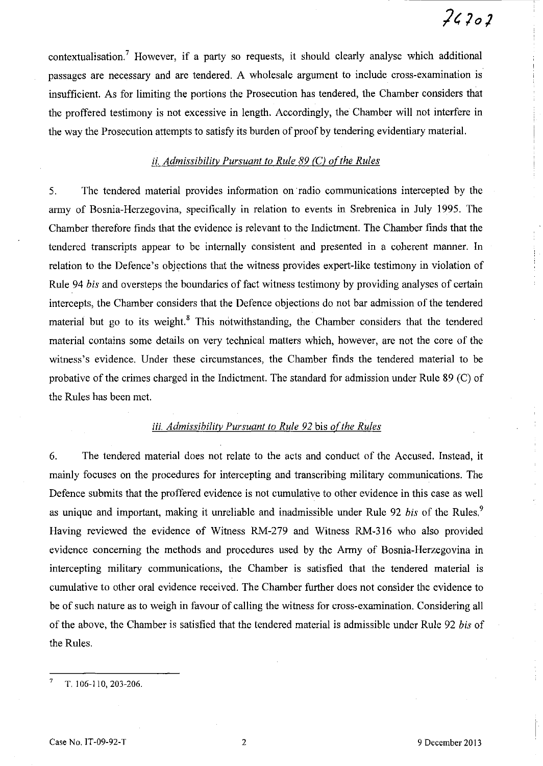contextualisation.[7] However, if a party so requests, it should clearly analyse which additional passages are necessary and are tendered. A wholesale argument to include cross-examination is insufficient. As for limiting the portions the Prosecution has tendered, the Chamber considers that the proffered testimony is not excessive in length. Accordingly, the Chamber will not interfere in the way the Prosecution attempts to satisfy its burden of proof by tendering evidentiary material.

### *ii. Admissibility Pursuant to Rule 89 (C) of the Rules*

5. The tendered material provides information on radio communications intercepted by the army of Bosnia-Herzegovina, specifically in relation to events in Srebrenica in July 1995. The Chamber therefore finds that the evidence is relevant to the Indictment. The Chamber finds that the tendered transcripts appear to be internally consistent and presented in a coherent manner. In relation to the Defence's objections that the witness provides expert-like testimony in violation of Rule 94 *bis* and oversteps the boundaries of fact witness testimony by providing analyses of certain intercepts, the Chamber considers that the Defence objections do not bar admission of the tendered material but go to its weight.[8] This notwithstanding, the Chamber considers that the tendered material contains some details on very technical matters which, however, are not the core of the witness's evidence. Under these circumstances, the Chamber finds the tendered material to be probative of the crimes charged in the Indictment. The standard for admission under Rule 89 (C) of the Rules has been met.

### *iii. Admissibility Pursuant to Rule 92* bis *of the Rules*

6. The tendered material does not relate to the acts and conduct of the Accused. Instead, it mainly focuses on the procedures for intercepting and transcribing military communications. The Defence submits that the proffered evidence is not cumulative to other evidence in this case as well as unique and important, making it unreliable and inadmissible under Rule 92 *bis* of the Rules.[9] Having reviewed the evidence of Witness RM-279 and Witness RM-316 who also provided evidence concerning the methods and procedures used by the Army of Bosnia-Herzegovina in intercepting military communications, the Chamber is satisfied that the tendered material is cumulative to other oral evidence received. The Chamber further does not consider the evidence to be of such nature as to weigh in favour of calling the witness for cross-examination. Considering all of the above, the Chamber is satisfied that the tendered material is admissible under Rule 92 *bis* of the Rules.

---

[7] T. 106-110, 203-206.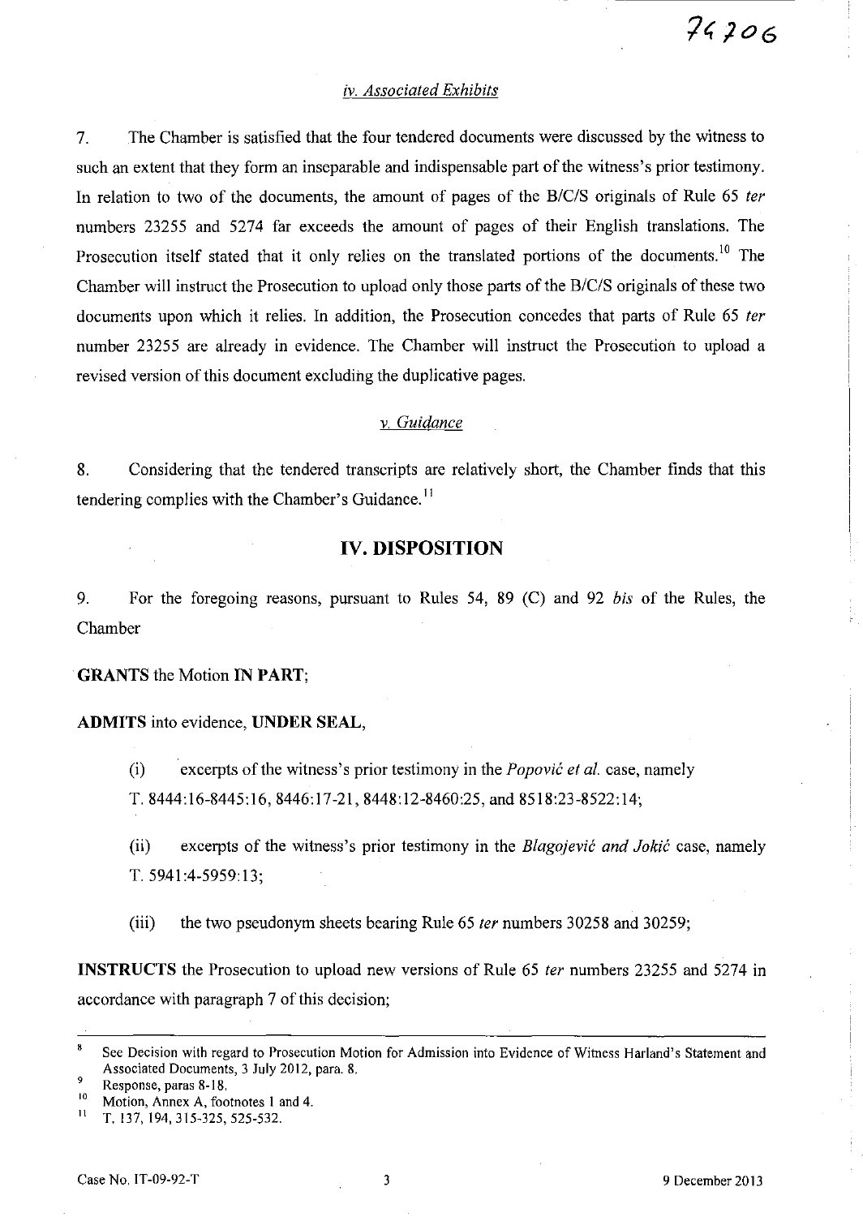### *iv. Associated Exhibits*

7. The Chamber is satisfied that the four tendered documents were discussed by the witness to such an extent that they form an inseparable and indispensable part of the witness's prior testimony. In relation to two of the documents, the amount of pages of the B/C/S originals of Rule 65 *ter* numbers 23255 and 5274 far exceeds the amount of pages of their English translations. The Prosecution itself stated that it only relies on the translated portions of the documents.[10] The Chamber will instruct the Prosecution to upload only those parts of the B/C/S originals of these two documents upon which it relies. In addition, the Prosecution concedes that parts of Rule 65 *ter* number 23255 are already in evidence. The Chamber will instruct the Prosecution to upload a revised version of this document excluding the duplicative pages.

### *v. Guidance*

8. Considering that the tendered transcripts are relatively short, the Chamber finds that this tendering complies with the Chamber's Guidance.[11]

## IV. DISPOSITION

9. For the foregoing reasons, pursuant to Rules 54, 89 (C) and 92 *bis* of the Rules, the Chamber

**GRANTS** the Motion **IN PART**;

**ADMITS** into evidence, **UNDER SEAL**,

(i) excerpts of the witness's prior testimony in the *Popović et al.* case, namely T. 8444:16-8445:16, 8446:17-21, 8448:12-8460:25, and 8518:23-8522:14;

(ii) excerpts of the witness's prior testimony in the *Blagojević and Jokić* case, namely T. 5941:4-5959:13;

(iii) the two pseudonym sheets bearing Rule 65 *ter* numbers 30258 and 30259;

**INSTRUCTS** the Prosecution to upload new versions of Rule 65 *ter* numbers 23255 and 5274 in accordance with paragraph 7 of this decision;

---

[8] See Decision with regard to Prosecution Motion for Admission into Evidence of Witness Harland's Statement and Associated Documents, 3 July 2012, para. 8.

[9] Response, paras 8-18.

[10] Motion, Annex A, footnotes 1 and 4.

[11] T. 137, 194, 315-325, 525-532.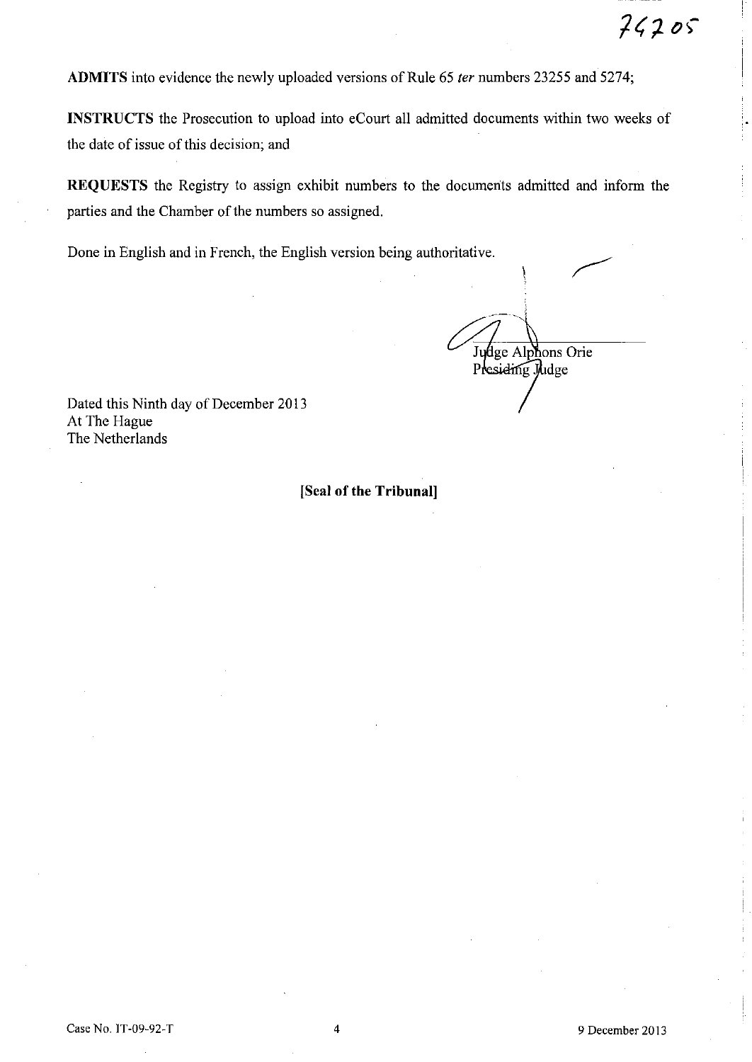**ADMITS** into evidence the newly uploaded versions of Rule 65 *ter* numbers 23255 and 5274;

**INSTRUCTS** the Prosecution to upload into eCourt all admitted documents within two weeks of the date of issue of this decision; and

**REQUESTS** the Registry to assign exhibit numbers to the documents admitted and inform the parties and the Chamber of the numbers so assigned.

Done in English and in French, the English version being authoritative.

Judge Alphons Orie
Presiding Judge

Dated this Ninth day of December 2013
At The Hague
The Netherlands

**[Seal of the Tribunal]**